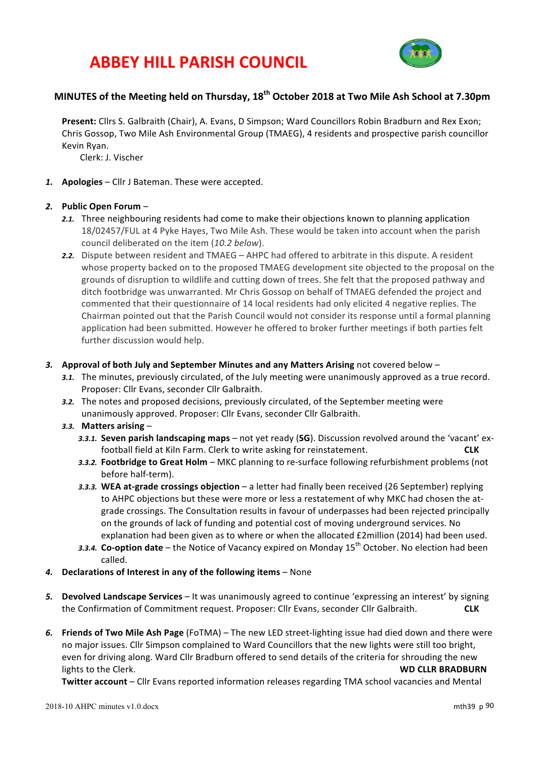# ABBEY HILL PARISH COUNCIL

## MINUTES of the Meeting held on Thursday, 18th October 2018 at Two Mile Ash School at 7.30pm

**Present:** Cllrs S. Galbraith (Chair), A. Evans, D Simpson; Ward Councillors Robin Bradburn and Rex Exon; Chris Gossop, Two Mile Ash Environmental Group (TMAEG), 4 residents and prospective parish councillor Kevin Ryan.
Clerk: J. Vischer

1. **Apologies** – Cllr J Bateman. These were accepted.

2. **Public Open Forum** –
   - **2.1.** Three neighbouring residents had come to make their objections known to planning application 18/02457/FUL at 4 Pyke Hayes, Two Mile Ash. These would be taken into account when the parish council deliberated on the item (*10.2 below*).
   - **2.2.** Dispute between resident and TMAEG – AHPC had offered to arbitrate in this dispute. A resident whose property backed on to the proposed TMAEG development site objected to the proposal on the grounds of disruption to wildlife and cutting down of trees. She felt that the proposed pathway and ditch footbridge was unwarranted. Mr Chris Gossop on behalf of TMAEG defended the project and commented that their questionnaire of 14 local residents had only elicited 4 negative replies. The Chairman pointed out that the Parish Council would not consider its response until a formal planning application had been submitted. However he offered to broker further meetings if both parties felt further discussion would help.

3. **Approval of both July and September Minutes and any Matters Arising** not covered below –
   - **3.1.** The minutes, previously circulated, of the July meeting were unanimously approved as a true record. Proposer: Cllr Evans, seconder Cllr Galbraith.
   - **3.2.** The notes and proposed decisions, previously circulated, of the September meeting were unanimously approved. Proposer: Cllr Evans, seconder Cllr Galbraith.
   - **3.3.** **Matters arising** –
     - **3.3.1.** **Seven parish landscaping maps** – not yet ready (**SG**). Discussion revolved around the 'vacant' ex-football field at Kiln Farm. Clerk to write asking for reinstatement. **CLK**
     - **3.3.2.** **Footbridge to Great Holm** – MKC planning to re-surface following refurbishment problems (not before half-term).
     - **3.3.3.** **WEA at-grade crossings objection** – a letter had finally been received (26 September) replying to AHPC objections but these were more or less a restatement of why MKC had chosen the at-grade crossings. The Consultation results in favour of underpasses had been rejected principally on the grounds of lack of funding and potential cost of moving underground services. No explanation had been given as to where or when the allocated £2million (2014) had been used.
     - **3.3.4.** **Co-option date** – the Notice of Vacancy expired on Monday 15th October. No election had been called.

4. **Declarations of Interest in any of the following items** – None

5. **Devolved Landscape Services** – It was unanimously agreed to continue 'expressing an interest' by signing the Confirmation of Commitment request. Proposer: Cllr Evans, seconder Cllr Galbraith. **CLK**

6. **Friends of Two Mile Ash Page** (FoTMA) – The new LED street-lighting issue had died down and there were no major issues. Cllr Simpson complained to Ward Councillors that the new lights were still too bright, even for driving along. Ward Cllr Bradburn offered to send details of the criteria for shrouding the new lights to the Clerk. **WD CLLR BRADBURN**
   **Twitter account** – Cllr Evans reported information releases regarding TMA school vacancies and Mental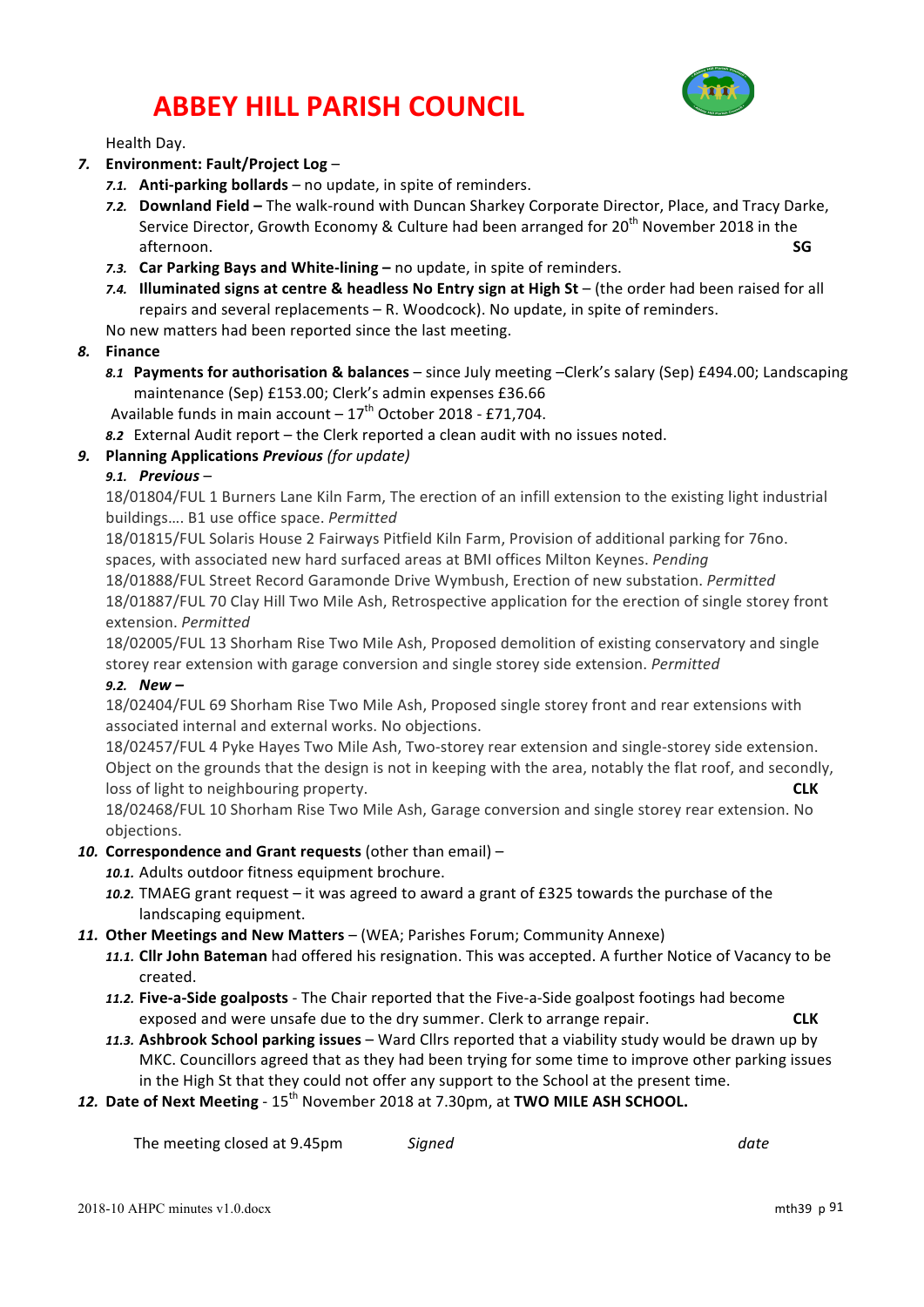Health Day.

7. **Environment: Fault/Project Log** –
   - *7.1.* **Anti-parking bollards** – no update, in spite of reminders.
   - *7.2.* **Downland Field –** The walk-round with Duncan Sharkey Corporate Director, Place, and Tracy Darke, Service Director, Growth Economy & Culture had been arranged for 20th November 2018 in the afternoon. **SG**
   - *7.3.* **Car Parking Bays and White-lining –** no update, in spite of reminders.
   - *7.4.* **Illuminated signs at centre & headless No Entry sign at High St** – (the order had been raised for all repairs and several replacements – R. Woodcock). No update, in spite of reminders.

   No new matters had been reported since the last meeting.

8. **Finance**
   - *8.1* **Payments for authorisation & balances** – since July meeting –Clerk's salary (Sep) £494.00; Landscaping maintenance (Sep) £153.00; Clerk's admin expenses £36.66

   Available funds in main account – 17th October 2018 - £71,704.
   - *8.2* External Audit report – the Clerk reported a clean audit with no issues noted.

9. **Planning Applications** ***Previous*** *(for update)*
   - *9.1.* ***Previous*** –

   18/01804/FUL 1 Burners Lane Kiln Farm, The erection of an infill extension to the existing light industrial buildings…. B1 use office space. *Permitted*

   18/01815/FUL Solaris House 2 Fairways Pitfield Kiln Farm, Provision of additional parking for 76no. spaces, with associated new hard surfaced areas at BMI offices Milton Keynes. *Pending*

   18/01888/FUL Street Record Garamonde Drive Wymbush, Erection of new substation. *Permitted*

   18/01887/FUL 70 Clay Hill Two Mile Ash, Retrospective application for the erection of single storey front extension. *Permitted*

   18/02005/FUL 13 Shorham Rise Two Mile Ash, Proposed demolition of existing conservatory and single storey rear extension with garage conversion and single storey side extension. *Permitted*
   - *9.2.* ***New –***

   18/02404/FUL 69 Shorham Rise Two Mile Ash, Proposed single storey front and rear extensions with associated internal and external works. No objections.

   18/02457/FUL 4 Pyke Hayes Two Mile Ash, Two-storey rear extension and single-storey side extension. Object on the grounds that the design is not in keeping with the area, notably the flat roof, and secondly, loss of light to neighbouring property. **CLK**

   18/02468/FUL 10 Shorham Rise Two Mile Ash, Garage conversion and single storey rear extension. No objections.

10. **Correspondence and Grant requests** (other than email) –
    - *10.1.* Adults outdoor fitness equipment brochure.
    - *10.2.* TMAEG grant request – it was agreed to award a grant of £325 towards the purchase of the landscaping equipment.

11. **Other Meetings and New Matters** – (WEA; Parishes Forum; Community Annexe)
    - *11.1.* **Cllr John Bateman** had offered his resignation. This was accepted. A further Notice of Vacancy to be created.
    - *11.2.* **Five-a-Side goalposts** - The Chair reported that the Five-a-Side goalpost footings had become exposed and were unsafe due to the dry summer. Clerk to arrange repair. **CLK**
    - *11.3.* **Ashbrook School parking issues** – Ward Cllrs reported that a viability study would be drawn up by MKC. Councillors agreed that as they had been trying for some time to improve other parking issues in the High St that they could not offer any support to the School at the present time.

12. **Date of Next Meeting** - 15th November 2018 at 7.30pm, at **TWO MILE ASH SCHOOL.**

The meeting closed at 9.45pm *Signed* *date*